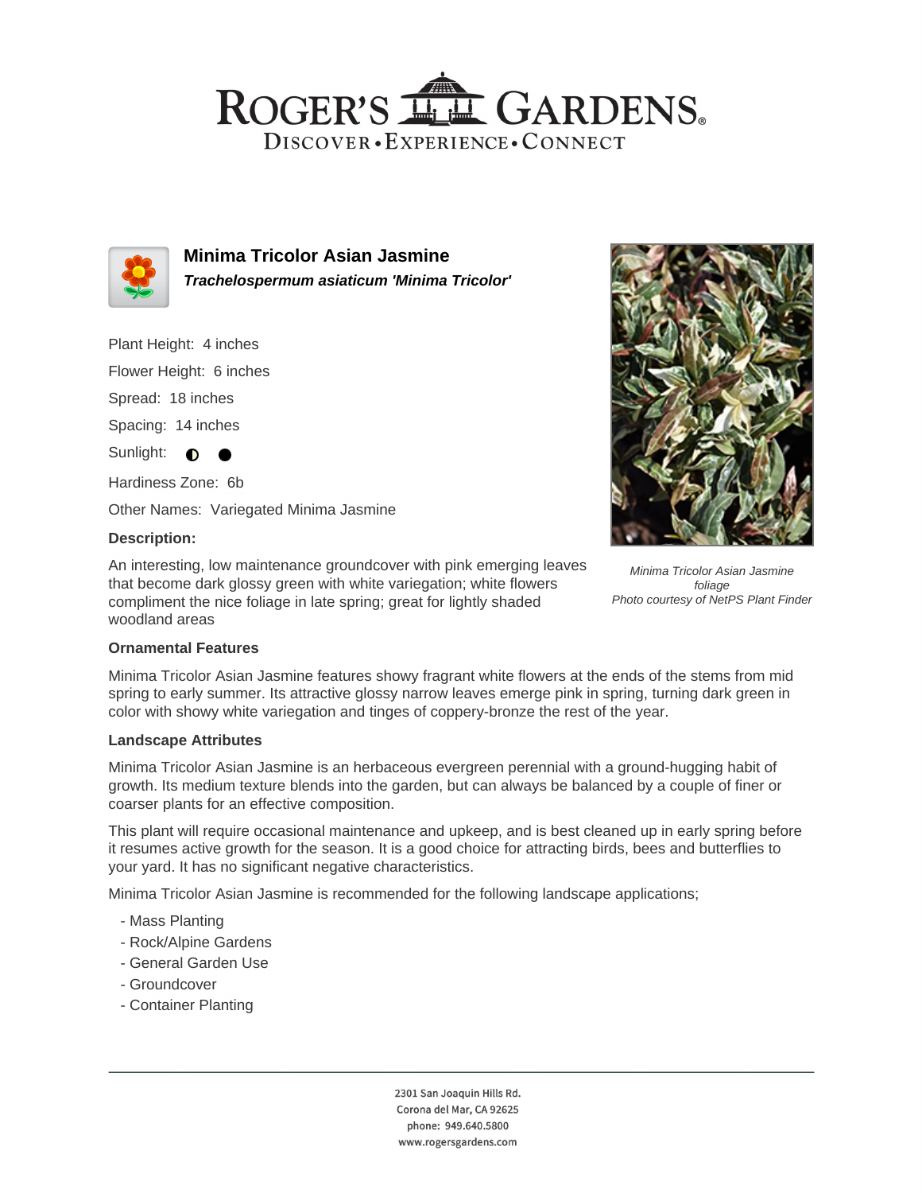# Roger's Gardens

Discover • Experience • Connect

## Minima Tricolor Asian Jasmine

***Trachelospermum asiaticum 'Minima Tricolor'***

Plant Height: 4 inches

Flower Height: 6 inches

Spread: 18 inches

Spacing: 14 inches

Sunlight: ◐ ●

Hardiness Zone: 6b

Other Names: Variegated Minima Jasmine

**Description:**

An interesting, low maintenance groundcover with pink emerging leaves that become dark glossy green with white variegation; white flowers compliment the nice foliage in late spring; great for lightly shaded woodland areas

*Minima Tricolor Asian Jasmine foliage*
*Photo courtesy of NetPS Plant Finder*

**Ornamental Features**

Minima Tricolor Asian Jasmine features showy fragrant white flowers at the ends of the stems from mid spring to early summer. Its attractive glossy narrow leaves emerge pink in spring, turning dark green in color with showy white variegation and tinges of coppery-bronze the rest of the year.

**Landscape Attributes**

Minima Tricolor Asian Jasmine is an herbaceous evergreen perennial with a ground-hugging habit of growth. Its medium texture blends into the garden, but can always be balanced by a couple of finer or coarser plants for an effective composition.

This plant will require occasional maintenance and upkeep, and is best cleaned up in early spring before it resumes active growth for the season. It is a good choice for attracting birds, bees and butterflies to your yard. It has no significant negative characteristics.

Minima Tricolor Asian Jasmine is recommended for the following landscape applications;

- Mass Planting
- Rock/Alpine Gardens
- General Garden Use
- Groundcover
- Container Planting

2301 San Joaquin Hills Rd.
Corona del Mar, CA 92625
phone: 949.640.5800
www.rogersgardens.com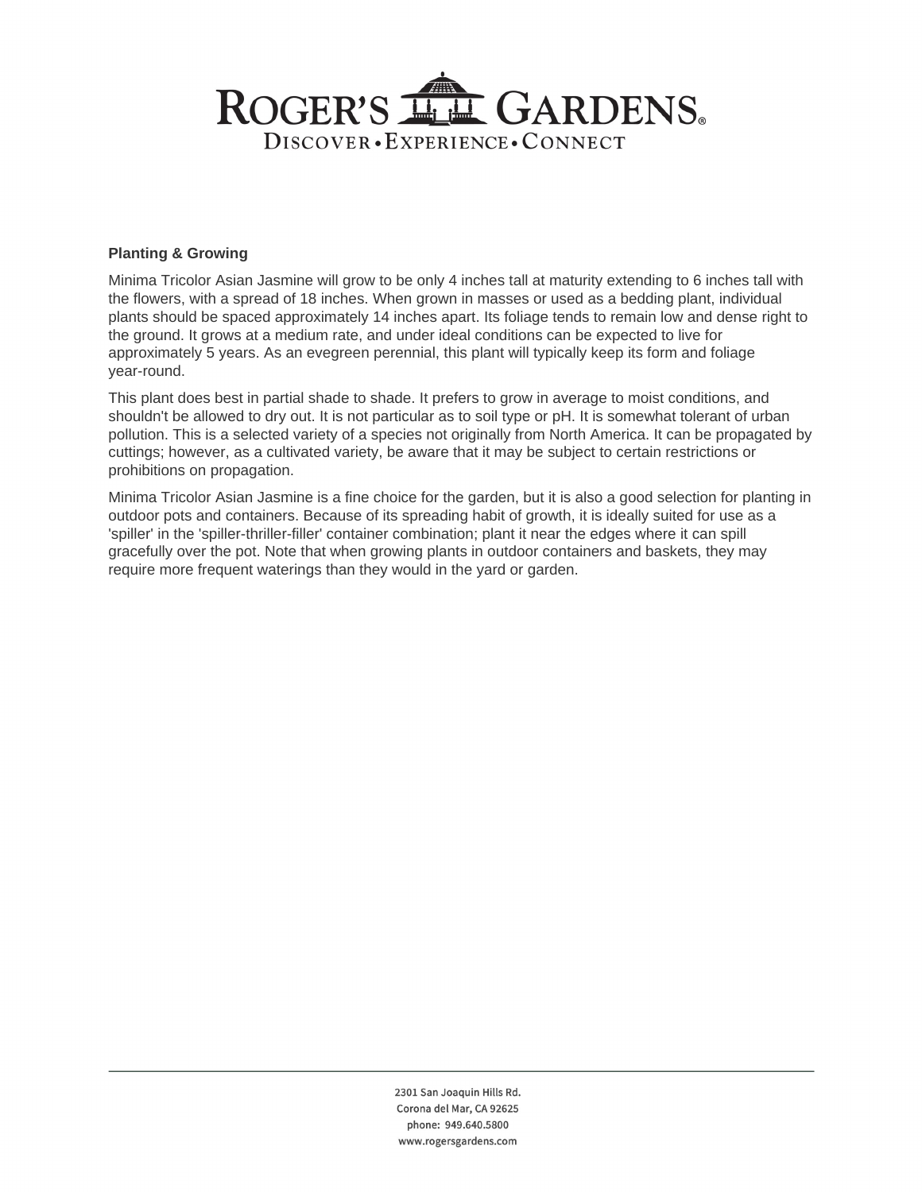**Planting & Growing**

Minima Tricolor Asian Jasmine will grow to be only 4 inches tall at maturity extending to 6 inches tall with the flowers, with a spread of 18 inches. When grown in masses or used as a bedding plant, individual plants should be spaced approximately 14 inches apart. Its foliage tends to remain low and dense right to the ground. It grows at a medium rate, and under ideal conditions can be expected to live for approximately 5 years. As an evegreen perennial, this plant will typically keep its form and foliage year-round.

This plant does best in partial shade to shade. It prefers to grow in average to moist conditions, and shouldn't be allowed to dry out. It is not particular as to soil type or pH. It is somewhat tolerant of urban pollution. This is a selected variety of a species not originally from North America. It can be propagated by cuttings; however, as a cultivated variety, be aware that it may be subject to certain restrictions or prohibitions on propagation.

Minima Tricolor Asian Jasmine is a fine choice for the garden, but it is also a good selection for planting in outdoor pots and containers. Because of its spreading habit of growth, it is ideally suited for use as a 'spiller' in the 'spiller-thriller-filler' container combination; plant it near the edges where it can spill gracefully over the pot. Note that when growing plants in outdoor containers and baskets, they may require more frequent waterings than they would in the yard or garden.